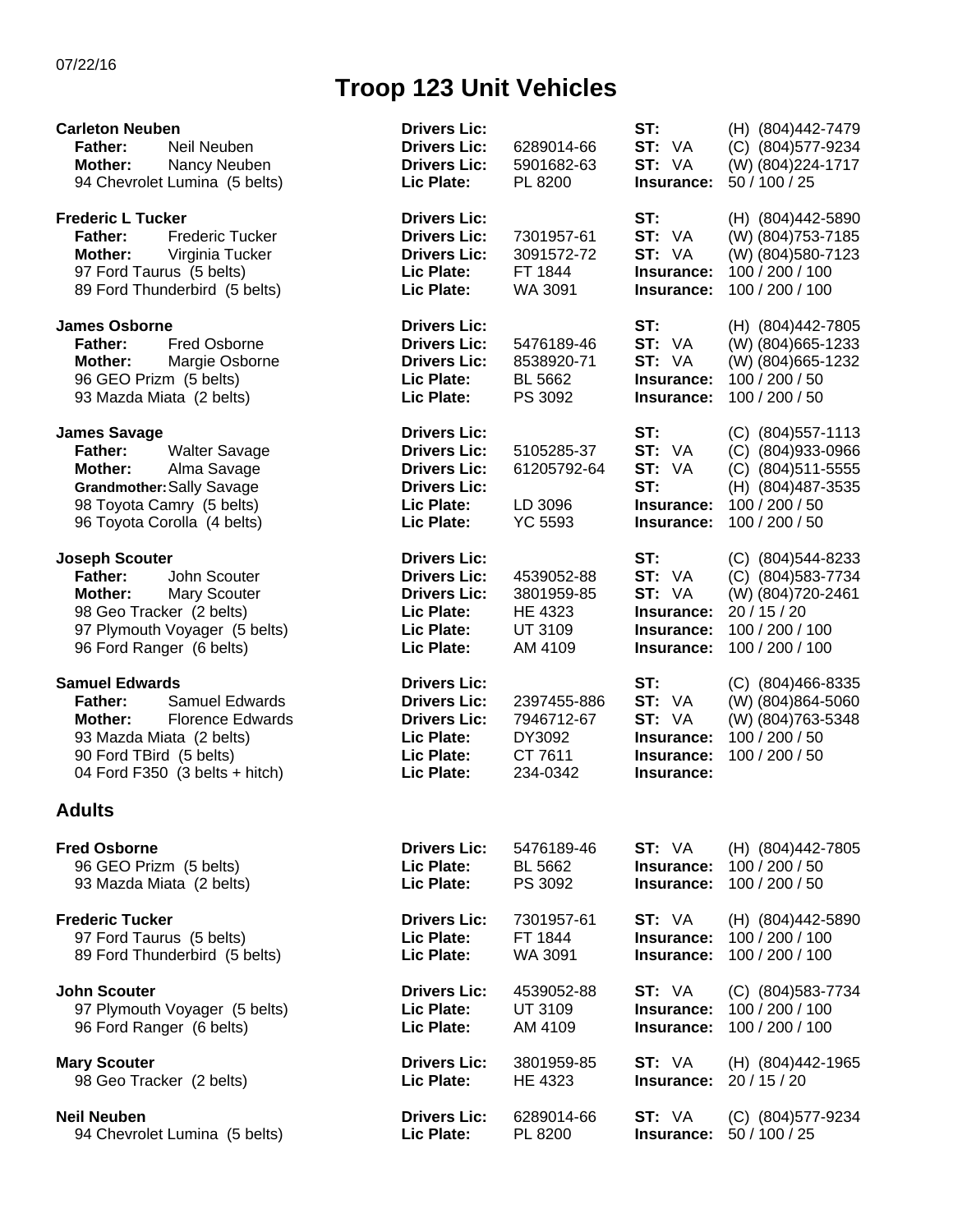07/22/16

# Troop 123 Unit Vehicles

| Name | | Drivers Lic / Lic Plate | | ST / Insurance | |
|---|---|---|---|---|---|
| **Carleton Neuben** | | **Drivers Lic:** | | **ST:** | (H) (804)442-7479 |
| **Father:** | Neil Neuben | **Drivers Lic:** | 6289014-66 | **ST:** VA | (C) (804)577-9234 |
| **Mother:** | Nancy Neuben | **Drivers Lic:** | 5901682-63 | **ST:** VA | (W) (804)224-1717 |
| 94 Chevrolet Lumina (5 belts) | | **Lic Plate:** | PL 8200 | **Insurance:** | 50 / 100 / 25 |
| **Frederic L Tucker** | | **Drivers Lic:** | | **ST:** | (H) (804)442-5890 |
| **Father:** | Frederic Tucker | **Drivers Lic:** | 7301957-61 | **ST:** VA | (W) (804)753-7185 |
| **Mother:** | Virginia Tucker | **Drivers Lic:** | 3091572-72 | **ST:** VA | (W) (804)580-7123 |
| 97 Ford Taurus (5 belts) | | **Lic Plate:** | FT 1844 | **Insurance:** | 100 / 200 / 100 |
| 89 Ford Thunderbird (5 belts) | | **Lic Plate:** | WA 3091 | **Insurance:** | 100 / 200 / 100 |
| **James Osborne** | | **Drivers Lic:** | | **ST:** | (H) (804)442-7805 |
| **Father:** | Fred Osborne | **Drivers Lic:** | 5476189-46 | **ST:** VA | (W) (804)665-1233 |
| **Mother:** | Margie Osborne | **Drivers Lic:** | 8538920-71 | **ST:** VA | (W) (804)665-1232 |
| 96 GEO Prizm (5 belts) | | **Lic Plate:** | BL 5662 | **Insurance:** | 100 / 200 / 50 |
| 93 Mazda Miata (2 belts) | | **Lic Plate:** | PS 3092 | **Insurance:** | 100 / 200 / 50 |
| **James Savage** | | **Drivers Lic:** | | **ST:** | (C) (804)557-1113 |
| **Father:** | Walter Savage | **Drivers Lic:** | 5105285-37 | **ST:** VA | (C) (804)933-0966 |
| **Mother:** | Alma Savage | **Drivers Lic:** | 61205792-64 | **ST:** VA | (C) (804)511-5555 |
| **Grandmother:** | Sally Savage | **Drivers Lic:** | | **ST:** | (H) (804)487-3535 |
| 98 Toyota Camry (5 belts) | | **Lic Plate:** | LD 3096 | **Insurance:** | 100 / 200 / 50 |
| 96 Toyota Corolla (4 belts) | | **Lic Plate:** | YC 5593 | **Insurance:** | 100 / 200 / 50 |
| **Joseph Scouter** | | **Drivers Lic:** | | **ST:** | (C) (804)544-8233 |
| **Father:** | John Scouter | **Drivers Lic:** | 4539052-88 | **ST:** VA | (C) (804)583-7734 |
| **Mother:** | Mary Scouter | **Drivers Lic:** | 3801959-85 | **ST:** VA | (W) (804)720-2461 |
| 98 Geo Tracker (2 belts) | | **Lic Plate:** | HE 4323 | **Insurance:** | 20 / 15 / 20 |
| 97 Plymouth Voyager (5 belts) | | **Lic Plate:** | UT 3109 | **Insurance:** | 100 / 200 / 100 |
| 96 Ford Ranger (6 belts) | | **Lic Plate:** | AM 4109 | **Insurance:** | 100 / 200 / 100 |
| **Samuel Edwards** | | **Drivers Lic:** | | **ST:** | (C) (804)466-8335 |
| **Father:** | Samuel Edwards | **Drivers Lic:** | 2397455-886 | **ST:** VA | (W) (804)864-5060 |
| **Mother:** | Florence Edwards | **Drivers Lic:** | 7946712-67 | **ST:** VA | (W) (804)763-5348 |
| 93 Mazda Miata (2 belts) | | **Lic Plate:** | DY3092 | **Insurance:** | 100 / 200 / 50 |
| 90 Ford TBird (5 belts) | | **Lic Plate:** | CT 7611 | **Insurance:** | 100 / 200 / 50 |
| 04 Ford F350 (3 belts + hitch) | | **Lic Plate:** | 234-0342 | **Insurance:** | |

## Adults

| Name | Drivers Lic / Lic Plate | | ST / Insurance | |
|---|---|---|---|---|
| **Fred Osborne** | **Drivers Lic:** | 5476189-46 | **ST:** VA | (H) (804)442-7805 |
| 96 GEO Prizm (5 belts) | **Lic Plate:** | BL 5662 | **Insurance:** | 100 / 200 / 50 |
| 93 Mazda Miata (2 belts) | **Lic Plate:** | PS 3092 | **Insurance:** | 100 / 200 / 50 |
| **Frederic Tucker** | **Drivers Lic:** | 7301957-61 | **ST:** VA | (H) (804)442-5890 |
| 97 Ford Taurus (5 belts) | **Lic Plate:** | FT 1844 | **Insurance:** | 100 / 200 / 100 |
| 89 Ford Thunderbird (5 belts) | **Lic Plate:** | WA 3091 | **Insurance:** | 100 / 200 / 100 |
| **John Scouter** | **Drivers Lic:** | 4539052-88 | **ST:** VA | (C) (804)583-7734 |
| 97 Plymouth Voyager (5 belts) | **Lic Plate:** | UT 3109 | **Insurance:** | 100 / 200 / 100 |
| 96 Ford Ranger (6 belts) | **Lic Plate:** | AM 4109 | **Insurance:** | 100 / 200 / 100 |
| **Mary Scouter** | **Drivers Lic:** | 3801959-85 | **ST:** VA | (H) (804)442-1965 |
| 98 Geo Tracker (2 belts) | **Lic Plate:** | HE 4323 | **Insurance:** | 20 / 15 / 20 |
| **Neil Neuben** | **Drivers Lic:** | 6289014-66 | **ST:** VA | (C) (804)577-9234 |
| 94 Chevrolet Lumina (5 belts) | **Lic Plate:** | PL 8200 | **Insurance:** | 50 / 100 / 25 |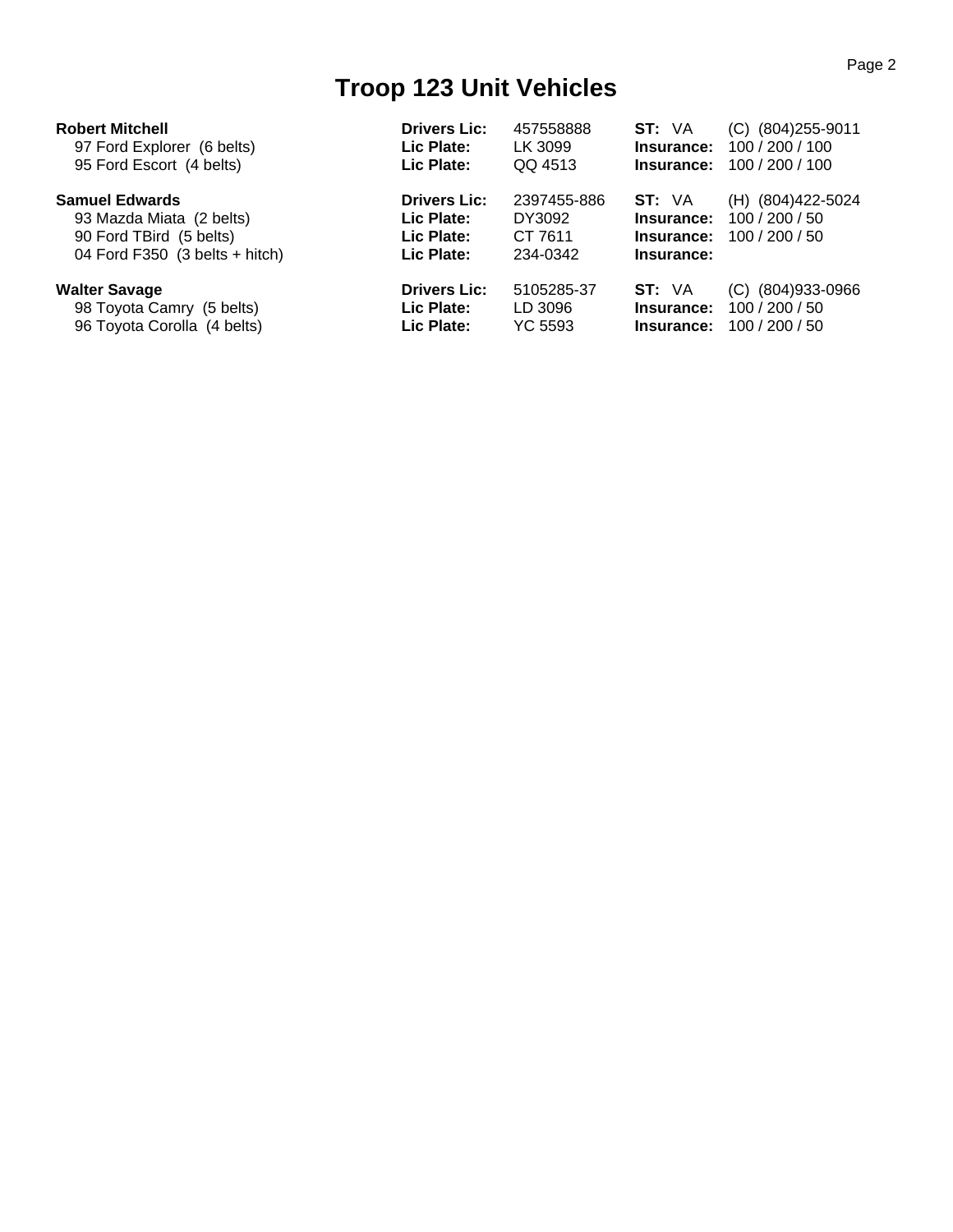# Troop 123 Unit Vehicles

| | | | | | | |
|---|---|---|---|---|---|---|
| **Robert Mitchell** | **Drivers Lic:** | 457558888 | **ST:** VA | | (C) (804)255-9011 |
| 97 Ford Explorer (6 belts) | **Lic Plate:** | LK 3099 | **Insurance:** | 100 / 200 / 100 | |
| 95 Ford Escort (4 belts) | **Lic Plate:** | QQ 4513 | **Insurance:** | 100 / 200 / 100 | |
| **Samuel Edwards** | **Drivers Lic:** | 2397455-886 | **ST:** VA | | (H) (804)422-5024 |
| 93 Mazda Miata (2 belts) | **Lic Plate:** | DY3092 | **Insurance:** | 100 / 200 / 50 | |
| 90 Ford TBird (5 belts) | **Lic Plate:** | CT 7611 | **Insurance:** | 100 / 200 / 50 | |
| 04 Ford F350 (3 belts + hitch) | **Lic Plate:** | 234-0342 | **Insurance:** | | |
| **Walter Savage** | **Drivers Lic:** | 5105285-37 | **ST:** VA | | (C) (804)933-0966 |
| 98 Toyota Camry (5 belts) | **Lic Plate:** | LD 3096 | **Insurance:** | 100 / 200 / 50 | |
| 96 Toyota Corolla (4 belts) | **Lic Plate:** | YC 5593 | **Insurance:** | 100 / 200 / 50 | |